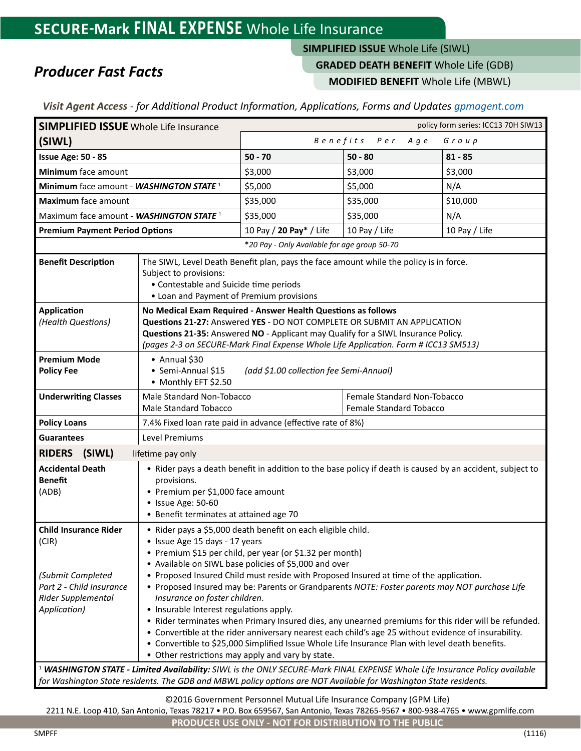# SECURE-Mark FINAL EXPENSE Whole Life Insurance

**SIMPLIFIED ISSUE** Whole Life (SIWL)

**GRADED DEATH BENEFIT** Whole Life (GDB)

**MODIFIED BENEFIT** Whole Life (MBWL)

## *Producer Fast Facts*

*Visit Agent Access - for Additional Product Information, Applications, Forms and Updates* gpmagent.com

| **SIMPLIFIED ISSUE** Whole Life Insurance **(SIWL)** | policy form series: ICC13 70H SIW13 | | |
|---|---|---|---|
| | Benefits Per Age Group | | |
| **Issue Age: 50 - 85** | **50 - 70** | **50 - 80** | **81 - 85** |
| **Minimum** face amount | $3,000 | $3,000 | $3,000 |
| **Minimum** face amount - ***WASHINGTON STATE*** [1] | $5,000 | $5,000 | N/A |
| **Maximum** face amount | $35,000 | $35,000 | $10,000 |
| Maximum face amount - ***WASHINGTON STATE*** [1] | $35,000 | $35,000 | N/A |
| **Premium Payment Period Options** | 10 Pay / **20 Pay*** / Life | 10 Pay / Life | 10 Pay / Life |

*\*20 Pay - Only Available for age group 50-70*

| | | |
|---|---|---|
| **Benefit Description** | The SIWL, Level Death Benefit plan, pays the face amount while the policy is in force. Subject to provisions:<br>• Contestable and Suicide time periods<br>• Loan and Payment of Premium provisions | |
| **Application** *(Health Questions)* | **No Medical Exam Required - Answer Health Questions as follows**<br>**Questions 21-27:** Answered **YES** - DO NOT COMPLETE OR SUBMIT AN APPLICATION<br>**Questions 21-35:** Answered **NO** - Applicant may Qualify for a SIWL Insurance Policy.<br>*(pages 2-3 on SECURE-Mark Final Expense Whole Life Application. Form # ICC13 SM513)* | |
| **Premium Mode Policy Fee** | • Annual $30<br>• Semi-Annual $15 *(add $1.00 collection fee Semi-Annual)*<br>• Monthly EFT $2.50 | |
| **Underwriting Classes** | Male Standard Non-Tobacco<br>Male Standard Tobacco | Female Standard Non-Tobacco<br>Female Standard Tobacco |
| **Policy Loans** | 7.4% Fixed loan rate paid in advance (effective rate of 8%) | |
| **Guarantees** | Level Premiums | |

## RIDERS (SIWL) lifetime pay only

| | |
|---|---|
| **Accidental Death Benefit** (ADB) | • Rider pays a death benefit in addition to the base policy if death is caused by an accident, subject to provisions.<br>• Premium per $1,000 face amount<br>• Issue Age: 50-60<br>• Benefit terminates at attained age 70 |
| **Child Insurance Rider** (CIR)<br><br>*(Submit Completed Part 2 - Child Insurance Rider Supplemental Application)* | • Rider pays a $5,000 death benefit on each eligible child.<br>• Issue Age 15 days - 17 years<br>• Premium $15 per child, per year (or $1.32 per month)<br>• Available on SIWL base policies of $5,000 and over<br>• Proposed Insured Child must reside with Proposed Insured at time of the application.<br>• Proposed Insured may be: Parents or Grandparents *NOTE: Foster parents may NOT purchase Life Insurance on foster children.*<br>• Insurable Interest regulations apply.<br>• Rider terminates when Primary Insured dies, any unearned premiums for this rider will be refunded.<br>• Convertible at the rider anniversary nearest each child's age 25 without evidence of insurability.<br>• Convertible to $25,000 Simplified Issue Whole Life Insurance Plan with level death benefits.<br>• Other restrictions may apply and vary by state. |

[1] ***WASHINGTON STATE - Limited Availability:*** *SIWL is the ONLY SECURE-Mark FINAL EXPENSE Whole Life Insurance Policy available for Washington State residents. The GDB and MBWL policy options are NOT Available for Washington State residents.*

©2016 Government Personnel Mutual Life Insurance Company (GPM Life)

2211 N.E. Loop 410, San Antonio, Texas 78217 • P.O. Box 659567, San Antonio, Texas 78265-9567 • 800-938-4765 • www.gpmlife.com

**PRODUCER USE ONLY - NOT FOR DISTRIBUTION TO THE PUBLIC**

SMPFF (1116)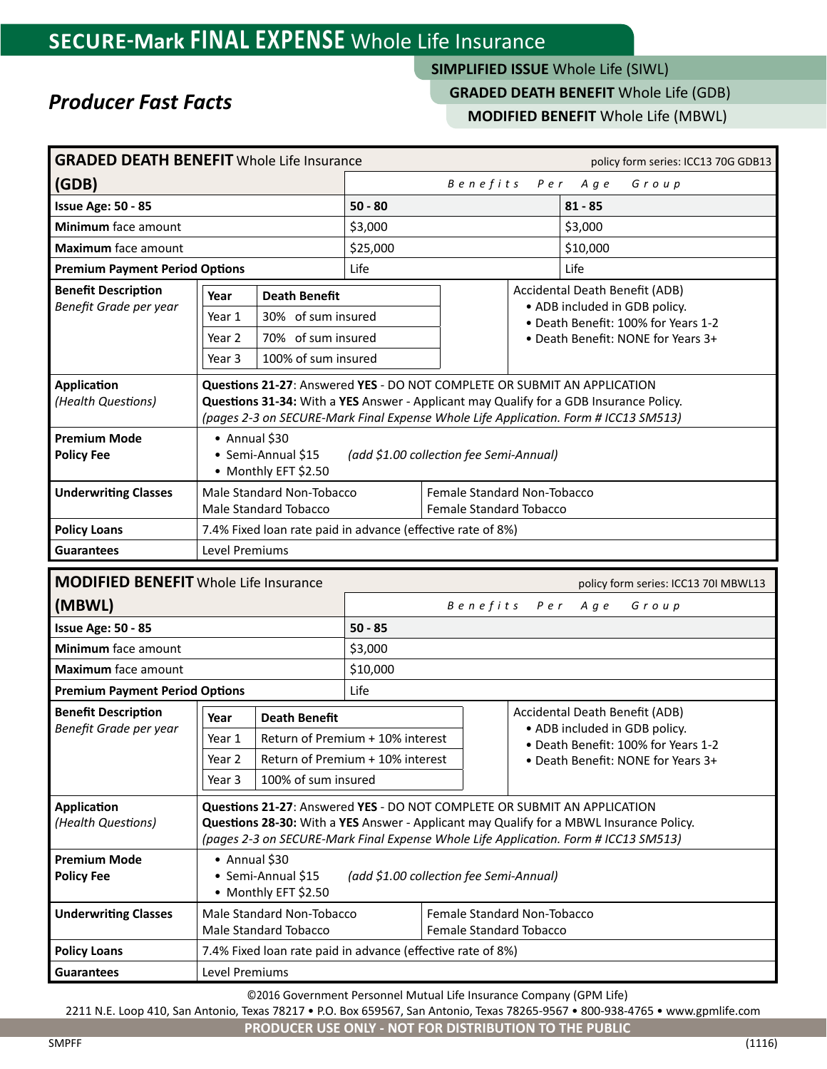# SECURE-Mark FINAL EXPENSE Whole Life Insurance

**SIMPLIFIED ISSUE** Whole Life (SIWL)

**GRADED DEATH BENEFIT** Whole Life (GDB)

**MODIFIED BENEFIT** Whole Life (MBWL)

## *Producer Fast Facts*

### GRADED DEATH BENEFIT Whole Life Insurance (GDB)

policy form series: ICC13 70G GDB13

| | Benefits Per Age Group | |
|---|---|---|
| **Issue Age: 50 - 85** | **50 - 80** | **81 - 85** |
| **Minimum** face amount | $3,000 | $3,000 |
| **Maximum** face amount | $25,000 | $10,000 |
| **Premium Payment Period Options** | Life | Life |

**Benefit Description**
*Benefit Grade per year*

| Year | Death Benefit |
|---|---|
| Year 1 | 30% of sum insured |
| Year 2 | 70% of sum insured |
| Year 3 | 100% of sum insured |

Accidental Death Benefit (ADB)
- ADB included in GDB policy.
- Death Benefit: 100% for Years 1-2
- Death Benefit: NONE for Years 3+

| | |
|---|---|
| **Application** *(Health Questions)* | **Questions 21-27**: Answered **YES** - DO NOT COMPLETE OR SUBMIT AN APPLICATION<br>**Questions 31-34:** With a **YES** Answer - Applicant may Qualify for a GDB Insurance Policy.<br>*(pages 2-3 on SECURE-Mark Final Expense Whole Life Application. Form # ICC13 SM513)* |
| **Premium Mode Policy Fee** | • Annual $30<br>• Semi-Annual $15 *(add $1.00 collection fee Semi-Annual)*<br>• Monthly EFT $2.50 |
| **Underwriting Classes** | Male Standard Non-Tobacco<br>Male Standard Tobacco<br>Female Standard Non-Tobacco<br>Female Standard Tobacco |
| **Policy Loans** | 7.4% Fixed loan rate paid in advance (effective rate of 8%) |
| **Guarantees** | Level Premiums |

### MODIFIED BENEFIT Whole Life Insurance (MBWL)

policy form series: ICC13 70I MBWL13

| | Benefits Per Age Group |
|---|---|
| **Issue Age: 50 - 85** | **50 - 85** |
| **Minimum** face amount | $3,000 |
| **Maximum** face amount | $10,000 |
| **Premium Payment Period Options** | Life |

**Benefit Description**
*Benefit Grade per year*

| Year | Death Benefit |
|---|---|
| Year 1 | Return of Premium + 10% interest |
| Year 2 | Return of Premium + 10% interest |
| Year 3 | 100% of sum insured |

Accidental Death Benefit (ADB)
- ADB included in GDB policy.
- Death Benefit: 100% for Years 1-2
- Death Benefit: NONE for Years 3+

| | |
|---|---|
| **Application** *(Health Questions)* | **Questions 21-27**: Answered **YES** - DO NOT COMPLETE OR SUBMIT AN APPLICATION<br>**Questions 28-30:** With a **YES** Answer - Applicant may Qualify for a MBWL Insurance Policy.<br>*(pages 2-3 on SECURE-Mark Final Expense Whole Life Application. Form # ICC13 SM513)* |
| **Premium Mode Policy Fee** | • Annual $30<br>• Semi-Annual $15 *(add $1.00 collection fee Semi-Annual)*<br>• Monthly EFT $2.50 |
| **Underwriting Classes** | Male Standard Non-Tobacco<br>Male Standard Tobacco<br>Female Standard Non-Tobacco<br>Female Standard Tobacco |
| **Policy Loans** | 7.4% Fixed loan rate paid in advance (effective rate of 8%) |
| **Guarantees** | Level Premiums |

©2016 Government Personnel Mutual Life Insurance Company (GPM Life)
2211 N.E. Loop 410, San Antonio, Texas 78217 • P.O. Box 659567, San Antonio, Texas 78265-9567 • 800-938-4765 • www.gpmlife.com

**PRODUCER USE ONLY - NOT FOR DISTRIBUTION TO THE PUBLIC**

SMPFF (1116)